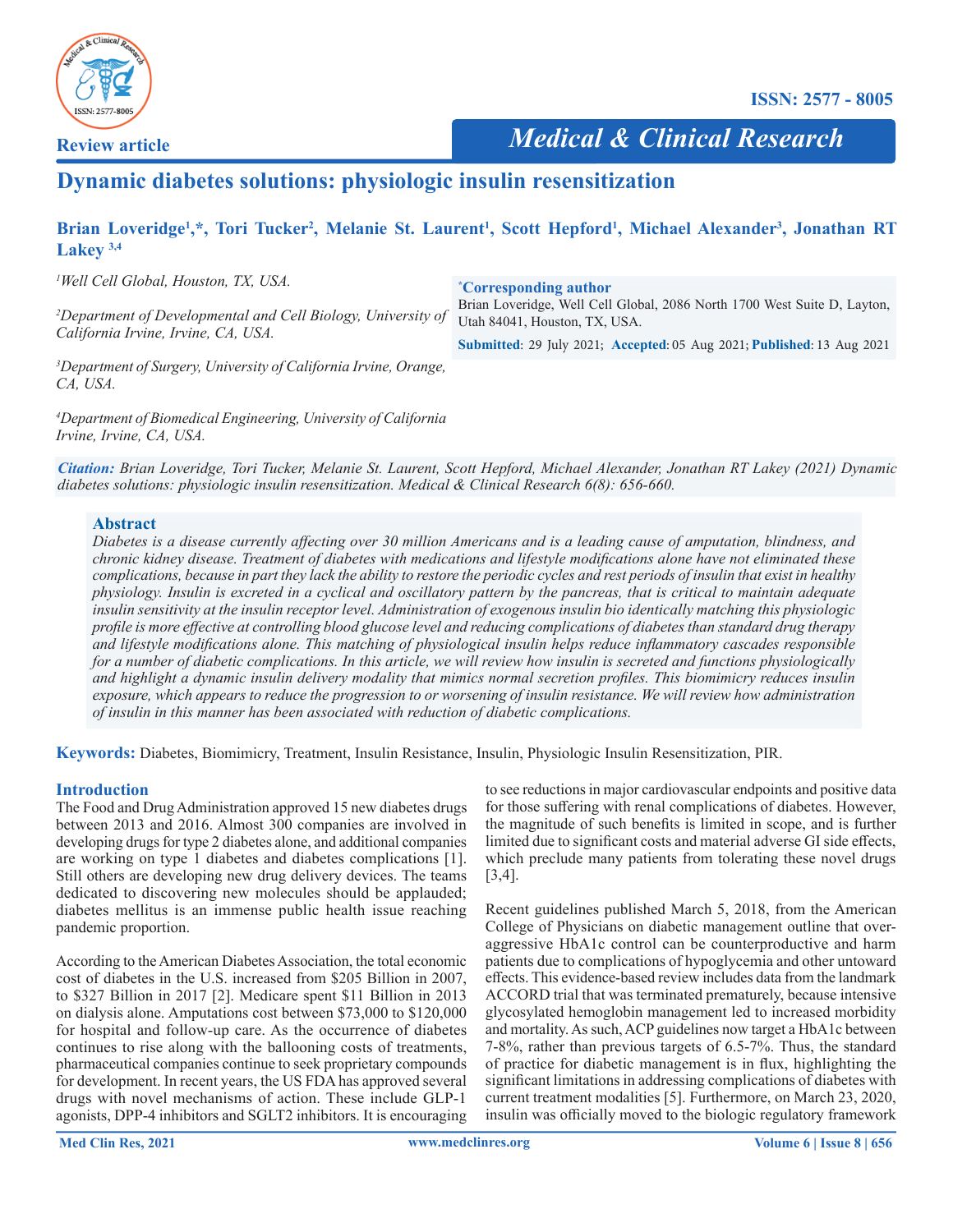Review article

# Dynamic diabetes solutions: physiologic insulin resensitization

**Brian Loveridge[1],*, Tori Tucker[2], Melanie St. Laurent[1], Scott Hepford[1], Michael Alexander[3], Jonathan RT Lakey [3,4]**

*[1]Well Cell Global, Houston, TX, USA.*

*[2]Department of Developmental and Cell Biology, University of California Irvine, Irvine, CA, USA.*

*[3]Department of Surgery, University of California Irvine, Orange, CA, USA.*

*[4]Department of Biomedical Engineering, University of California Irvine, Irvine, CA, USA.*

**\*Corresponding author**
Brian Loveridge, Well Cell Global, 2086 North 1700 West Suite D, Layton, Utah 84041, Houston, TX, USA.

**Submitted**: 29 July 2021; **Accepted**: 05 Aug 2021; **Published**: 13 Aug 2021

***Citation:*** *Brian Loveridge, Tori Tucker, Melanie St. Laurent, Scott Hepford, Michael Alexander, Jonathan RT Lakey (2021) Dynamic diabetes solutions: physiologic insulin resensitization. Medical & Clinical Research 6(8): 656-660.*

## Abstract

*Diabetes is a disease currently affecting over 30 million Americans and is a leading cause of amputation, blindness, and chronic kidney disease. Treatment of diabetes with medications and lifestyle modifications alone have not eliminated these complications, because in part they lack the ability to restore the periodic cycles and rest periods of insulin that exist in healthy physiology. Insulin is excreted in a cyclical and oscillatory pattern by the pancreas, that is critical to maintain adequate insulin sensitivity at the insulin receptor level. Administration of exogenous insulin bio identically matching this physiologic profile is more effective at controlling blood glucose level and reducing complications of diabetes than standard drug therapy and lifestyle modifications alone. This matching of physiological insulin helps reduce inflammatory cascades responsible for a number of diabetic complications. In this article, we will review how insulin is secreted and functions physiologically and highlight a dynamic insulin delivery modality that mimics normal secretion profiles. This biomimicry reduces insulin exposure, which appears to reduce the progression to or worsening of insulin resistance. We will review how administration of insulin in this manner has been associated with reduction of diabetic complications.*

**Keywords:** Diabetes, Biomimicry, Treatment, Insulin Resistance, Insulin, Physiologic Insulin Resensitization, PIR.

## Introduction

The Food and Drug Administration approved 15 new diabetes drugs between 2013 and 2016. Almost 300 companies are involved in developing drugs for type 2 diabetes alone, and additional companies are working on type 1 diabetes and diabetes complications [1]. Still others are developing new drug delivery devices. The teams dedicated to discovering new molecules should be applauded; diabetes mellitus is an immense public health issue reaching pandemic proportion.

According to the American Diabetes Association, the total economic cost of diabetes in the U.S. increased from $205 Billion in 2007, to $327 Billion in 2017 [2]. Medicare spent $11 Billion in 2013 on dialysis alone. Amputations cost between $73,000 to $120,000 for hospital and follow-up care. As the occurrence of diabetes continues to rise along with the ballooning costs of treatments, pharmaceutical companies continue to seek proprietary compounds for development. In recent years, the US FDA has approved several drugs with novel mechanisms of action. These include GLP-1 agonists, DPP-4 inhibitors and SGLT2 inhibitors. It is encouraging to see reductions in major cardiovascular endpoints and positive data for those suffering with renal complications of diabetes. However, the magnitude of such benefits is limited in scope, and is further limited due to significant costs and material adverse GI side effects, which preclude many patients from tolerating these novel drugs [3,4].

Recent guidelines published March 5, 2018, from the American College of Physicians on diabetic management outline that over-aggressive HbA1c control can be counterproductive and harm patients due to complications of hypoglycemia and other untoward effects. This evidence-based review includes data from the landmark ACCORD trial that was terminated prematurely, because intensive glycosylated hemoglobin management led to increased morbidity and mortality. As such, ACP guidelines now target a HbA1c between 7-8%, rather than previous targets of 6.5-7%. Thus, the standard of practice for diabetic management is in flux, highlighting the significant limitations in addressing complications of diabetes with current treatment modalities [5]. Furthermore, on March 23, 2020, insulin was officially moved to the biologic regulatory framework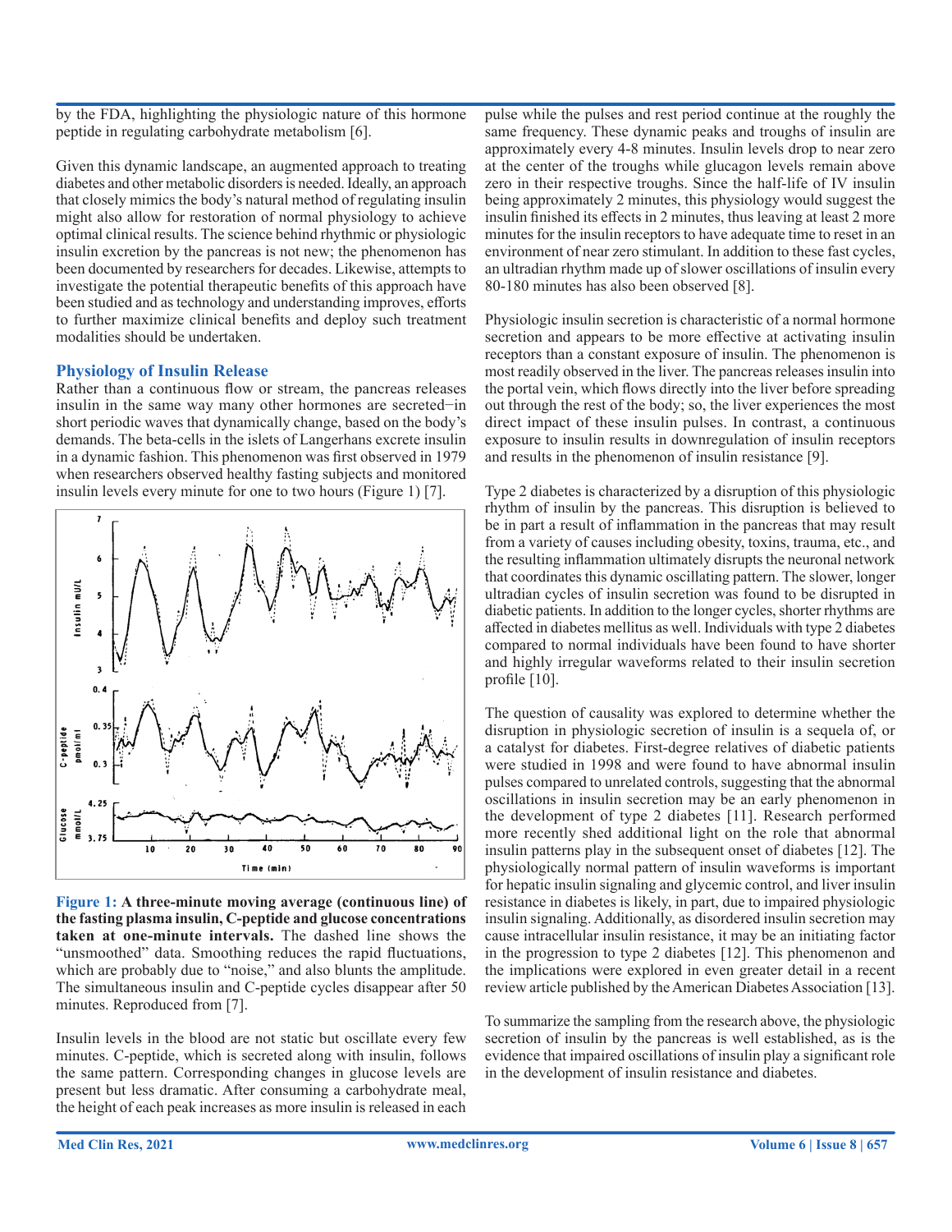by the FDA, highlighting the physiologic nature of this hormone peptide in regulating carbohydrate metabolism [6].

Given this dynamic landscape, an augmented approach to treating diabetes and other metabolic disorders is needed. Ideally, an approach that closely mimics the body's natural method of regulating insulin might also allow for restoration of normal physiology to achieve optimal clinical results. The science behind rhythmic or physiologic insulin excretion by the pancreas is not new; the phenomenon has been documented by researchers for decades. Likewise, attempts to investigate the potential therapeutic benefits of this approach have been studied and as technology and understanding improves, efforts to further maximize clinical benefits and deploy such treatment modalities should be undertaken.

## Physiology of Insulin Release

Rather than a continuous flow or stream, the pancreas releases insulin in the same way many other hormones are secreted−in short periodic waves that dynamically change, based on the body's demands. The beta-cells in the islets of Langerhans excrete insulin in a dynamic fashion. This phenomenon was first observed in 1979 when researchers observed healthy fasting subjects and monitored insulin levels every minute for one to two hours (Figure 1) [7].

**Figure 1: A three-minute moving average (continuous line) of the fasting plasma insulin, C-peptide and glucose concentrations taken at one-minute intervals.** The dashed line shows the "unsmoothed" data. Smoothing reduces the rapid fluctuations, which are probably due to "noise," and also blunts the amplitude. The simultaneous insulin and C-peptide cycles disappear after 50 minutes. Reproduced from [7].

Insulin levels in the blood are not static but oscillate every few minutes. C-peptide, which is secreted along with insulin, follows the same pattern. Corresponding changes in glucose levels are present but less dramatic. After consuming a carbohydrate meal, the height of each peak increases as more insulin is released in each pulse while the pulses and rest period continue at the roughly the same frequency. These dynamic peaks and troughs of insulin are approximately every 4-8 minutes. Insulin levels drop to near zero at the center of the troughs while glucagon levels remain above zero in their respective troughs. Since the half-life of IV insulin being approximately 2 minutes, this physiology would suggest the insulin finished its effects in 2 minutes, thus leaving at least 2 more minutes for the insulin receptors to have adequate time to reset in an environment of near zero stimulant. In addition to these fast cycles, an ultradian rhythm made up of slower oscillations of insulin every 80-180 minutes has also been observed [8].

Physiologic insulin secretion is characteristic of a normal hormone secretion and appears to be more effective at activating insulin receptors than a constant exposure of insulin. The phenomenon is most readily observed in the liver. The pancreas releases insulin into the portal vein, which flows directly into the liver before spreading out through the rest of the body; so, the liver experiences the most direct impact of these insulin pulses. In contrast, a continuous exposure to insulin results in downregulation of insulin receptors and results in the phenomenon of insulin resistance [9].

Type 2 diabetes is characterized by a disruption of this physiologic rhythm of insulin by the pancreas. This disruption is believed to be in part a result of inflammation in the pancreas that may result from a variety of causes including obesity, toxins, trauma, etc., and the resulting inflammation ultimately disrupts the neuronal network that coordinates this dynamic oscillating pattern. The slower, longer ultradian cycles of insulin secretion was found to be disrupted in diabetic patients. In addition to the longer cycles, shorter rhythms are affected in diabetes mellitus as well. Individuals with type 2 diabetes compared to normal individuals have been found to have shorter and highly irregular waveforms related to their insulin secretion profile [10].

The question of causality was explored to determine whether the disruption in physiologic secretion of insulin is a sequela of, or a catalyst for diabetes. First-degree relatives of diabetic patients were studied in 1998 and were found to have abnormal insulin pulses compared to unrelated controls, suggesting that the abnormal oscillations in insulin secretion may be an early phenomenon in the development of type 2 diabetes [11]. Research performed more recently shed additional light on the role that abnormal insulin patterns play in the subsequent onset of diabetes [12]. The physiologically normal pattern of insulin waveforms is important for hepatic insulin signaling and glycemic control, and liver insulin resistance in diabetes is likely, in part, due to impaired physiologic insulin signaling. Additionally, as disordered insulin secretion may cause intracellular insulin resistance, it may be an initiating factor in the progression to type 2 diabetes [12]. This phenomenon and the implications were explored in even greater detail in a recent review article published by the American Diabetes Association [13].

To summarize the sampling from the research above, the physiologic secretion of insulin by the pancreas is well established, as is the evidence that impaired oscillations of insulin play a significant role in the development of insulin resistance and diabetes.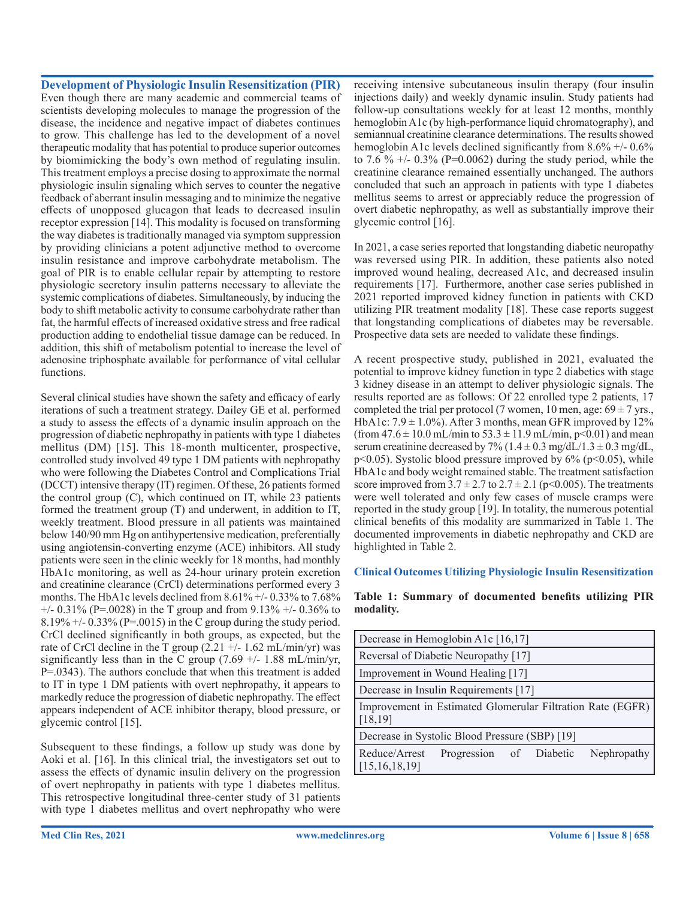## Development of Physiologic Insulin Resensitization (PIR)

Even though there are many academic and commercial teams of scientists developing molecules to manage the progression of the disease, the incidence and negative impact of diabetes continues to grow. This challenge has led to the development of a novel therapeutic modality that has potential to produce superior outcomes by biomimicking the body's own method of regulating insulin. This treatment employs a precise dosing to approximate the normal physiologic insulin signaling which serves to counter the negative feedback of aberrant insulin messaging and to minimize the negative effects of unopposed glucagon that leads to decreased insulin receptor expression [14]. This modality is focused on transforming the way diabetes is traditionally managed via symptom suppression by providing clinicians a potent adjunctive method to overcome insulin resistance and improve carbohydrate metabolism. The goal of PIR is to enable cellular repair by attempting to restore physiologic secretory insulin patterns necessary to alleviate the systemic complications of diabetes. Simultaneously, by inducing the body to shift metabolic activity to consume carbohydrate rather than fat, the harmful effects of increased oxidative stress and free radical production adding to endothelial tissue damage can be reduced. In addition, this shift of metabolism potential to increase the level of adenosine triphosphate available for performance of vital cellular functions.

Several clinical studies have shown the safety and efficacy of early iterations of such a treatment strategy. Dailey GE et al. performed a study to assess the effects of a dynamic insulin approach on the progression of diabetic nephropathy in patients with type 1 diabetes mellitus (DM) [15]. This 18-month multicenter, prospective, controlled study involved 49 type 1 DM patients with nephropathy who were following the Diabetes Control and Complications Trial (DCCT) intensive therapy (IT) regimen. Of these, 26 patients formed the control group (C), which continued on IT, while 23 patients formed the treatment group (T) and underwent, in addition to IT, weekly treatment. Blood pressure in all patients was maintained below 140/90 mm Hg on antihypertensive medication, preferentially using angiotensin-converting enzyme (ACE) inhibitors. All study patients were seen in the clinic weekly for 18 months, had monthly HbA1c monitoring, as well as 24-hour urinary protein excretion and creatinine clearance (CrCl) determinations performed every 3 months. The HbA1c levels declined from 8.61% +/- 0.33% to 7.68% +/- 0.31% (P=.0028) in the T group and from 9.13% +/- 0.36% to 8.19% +/- 0.33% (P=.0015) in the C group during the study period. CrCl declined significantly in both groups, as expected, but the rate of CrCl decline in the T group (2.21 +/- 1.62 mL/min/yr) was significantly less than in the C group (7.69 +/- 1.88 mL/min/yr, P=.0343). The authors conclude that when this treatment is added to IT in type 1 DM patients with overt nephropathy, it appears to markedly reduce the progression of diabetic nephropathy. The effect appears independent of ACE inhibitor therapy, blood pressure, or glycemic control [15].

Subsequent to these findings, a follow up study was done by Aoki et al. [16]. In this clinical trial, the investigators set out to assess the effects of dynamic insulin delivery on the progression of overt nephropathy in patients with type 1 diabetes mellitus. This retrospective longitudinal three-center study of 31 patients with type 1 diabetes mellitus and overt nephropathy who were receiving intensive subcutaneous insulin therapy (four insulin injections daily) and weekly dynamic insulin. Study patients had follow-up consultations weekly for at least 12 months, monthly hemoglobin A1c (by high-performance liquid chromatography), and semiannual creatinine clearance determinations. The results showed hemoglobin A1c levels declined significantly from 8.6% +/- 0.6% to 7.6 % +/- 0.3% (P=0.0062) during the study period, while the creatinine clearance remained essentially unchanged. The authors concluded that such an approach in patients with type 1 diabetes mellitus seems to arrest or appreciably reduce the progression of overt diabetic nephropathy, as well as substantially improve their glycemic control [16].

In 2021, a case series reported that longstanding diabetic neuropathy was reversed using PIR. In addition, these patients also noted improved wound healing, decreased A1c, and decreased insulin requirements [17]. Furthermore, another case series published in 2021 reported improved kidney function in patients with CKD utilizing PIR treatment modality [18]. These case reports suggest that longstanding complications of diabetes may be reversable. Prospective data sets are needed to validate these findings.

A recent prospective study, published in 2021, evaluated the potential to improve kidney function in type 2 diabetics with stage 3 kidney disease in an attempt to deliver physiologic signals. The results reported are as follows: Of 22 enrolled type 2 patients, 17 completed the trial per protocol (7 women, 10 men, age: $69 \pm 7$ yrs., HbA1c: $7.9 \pm 1.0\%$). After 3 months, mean GFR improved by 12% (from $47.6 \pm 10.0$ mL/min to $53.3 \pm 11.9$ mL/min, $p<0.01$) and mean serum creatinine decreased by 7% ($1.4 \pm 0.3$ mg/dL/$1.3 \pm 0.3$ mg/dL, $p<0.05$). Systolic blood pressure improved by 6% ($p<0.05$), while HbA1c and body weight remained stable. The treatment satisfaction score improved from $3.7 \pm 2.7$ to $2.7 \pm 2.1$ ($p<0.005$). The treatments were well tolerated and only few cases of muscle cramps were reported in the study group [19]. In totality, the numerous potential clinical benefits of this modality are summarized in Table 1. The documented improvements in diabetic nephropathy and CKD are highlighted in Table 2.

## Clinical Outcomes Utilizing Physiologic Insulin Resensitization

**Table 1: Summary of documented benefits utilizing PIR modality.**

| Benefit |
|---|
| Decrease in Hemoglobin A1c [16,17] |
| Reversal of Diabetic Neuropathy [17] |
| Improvement in Wound Healing [17] |
| Decrease in Insulin Requirements [17] |
| Improvement in Estimated Glomerular Filtration Rate (EGFR) [18,19] |
| Decrease in Systolic Blood Pressure (SBP) [19] |
| Reduce/Arrest Progression of Diabetic Nephropathy [15,16,18,19] |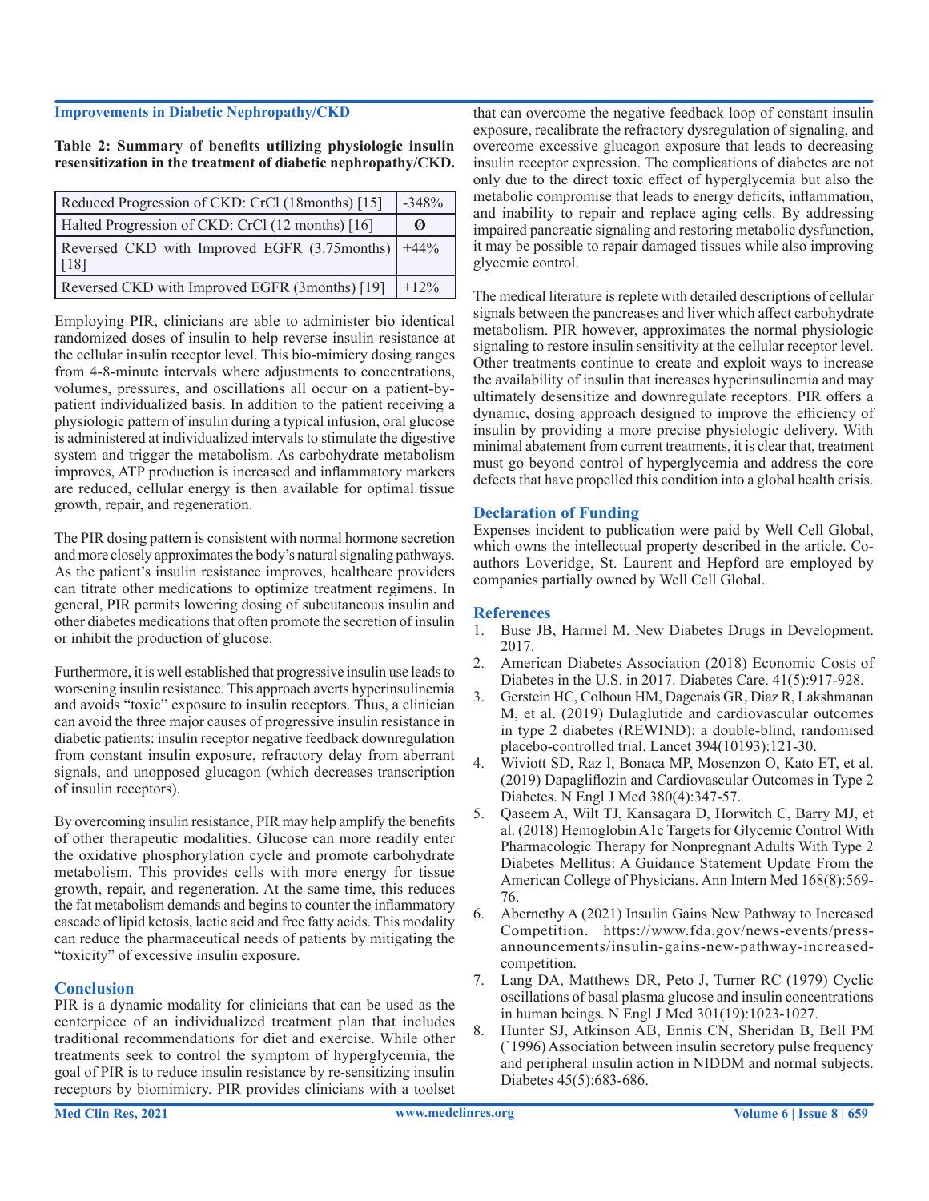### Improvements in Diabetic Nephropathy/CKD

**Table 2: Summary of benefits utilizing physiologic insulin resensitization in the treatment of diabetic nephropathy/CKD.**

| | |
|---|---|
| Reduced Progression of CKD: CrCl (18months) [15] | -348% |
| Halted Progression of CKD: CrCl (12 months) [16] | **Ø** |
| Reversed CKD with Improved EGFR (3.75months) [18] | +44% |
| Reversed CKD with Improved EGFR (3months) [19] | +12% |

Employing PIR, clinicians are able to administer bio identical randomized doses of insulin to help reverse insulin resistance at the cellular insulin receptor level. This bio-mimicry dosing ranges from 4-8-minute intervals where adjustments to concentrations, volumes, pressures, and oscillations all occur on a patient-by-patient individualized basis. In addition to the patient receiving a physiologic pattern of insulin during a typical infusion, oral glucose is administered at individualized intervals to stimulate the digestive system and trigger the metabolism. As carbohydrate metabolism improves, ATP production is increased and inflammatory markers are reduced, cellular energy is then available for optimal tissue growth, repair, and regeneration.

The PIR dosing pattern is consistent with normal hormone secretion and more closely approximates the body's natural signaling pathways. As the patient's insulin resistance improves, healthcare providers can titrate other medications to optimize treatment regimens. In general, PIR permits lowering dosing of subcutaneous insulin and other diabetes medications that often promote the secretion of insulin or inhibit the production of glucose.

Furthermore, it is well established that progressive insulin use leads to worsening insulin resistance. This approach averts hyperinsulinemia and avoids "toxic" exposure to insulin receptors. Thus, a clinician can avoid the three major causes of progressive insulin resistance in diabetic patients: insulin receptor negative feedback downregulation from constant insulin exposure, refractory delay from aberrant signals, and unopposed glucagon (which decreases transcription of insulin receptors).

By overcoming insulin resistance, PIR may help amplify the benefits of other therapeutic modalities. Glucose can more readily enter the oxidative phosphorylation cycle and promote carbohydrate metabolism. This provides cells with more energy for tissue growth, repair, and regeneration. At the same time, this reduces the fat metabolism demands and begins to counter the inflammatory cascade of lipid ketosis, lactic acid and free fatty acids. This modality can reduce the pharmaceutical needs of patients by mitigating the "toxicity" of excessive insulin exposure.

## Conclusion

PIR is a dynamic modality for clinicians that can be used as the centerpiece of an individualized treatment plan that includes traditional recommendations for diet and exercise. While other treatments seek to control the symptom of hyperglycemia, the goal of PIR is to reduce insulin resistance by re-sensitizing insulin receptors by biomimicry. PIR provides clinicians with a toolset that can overcome the negative feedback loop of constant insulin exposure, recalibrate the refractory dysregulation of signaling, and overcome excessive glucagon exposure that leads to decreasing insulin receptor expression. The complications of diabetes are not only due to the direct toxic effect of hyperglycemia but also the metabolic compromise that leads to energy deficits, inflammation, and inability to repair and replace aging cells. By addressing impaired pancreatic signaling and restoring metabolic dysfunction, it may be possible to repair damaged tissues while also improving glycemic control.

The medical literature is replete with detailed descriptions of cellular signals between the pancreases and liver which affect carbohydrate metabolism. PIR however, approximates the normal physiologic signaling to restore insulin sensitivity at the cellular receptor level. Other treatments continue to create and exploit ways to increase the availability of insulin that increases hyperinsulinemia and may ultimately desensitize and downregulate receptors. PIR offers a dynamic, dosing approach designed to improve the efficiency of insulin by providing a more precise physiologic delivery. With minimal abatement from current treatments, it is clear that, treatment must go beyond control of hyperglycemia and address the core defects that have propelled this condition into a global health crisis.

## Declaration of Funding

Expenses incident to publication were paid by Well Cell Global, which owns the intellectual property described in the article. Co-authors Loveridge, St. Laurent and Hepford are employed by companies partially owned by Well Cell Global.

## References

1. Buse JB, Harmel M. New Diabetes Drugs in Development. 2017.
2. American Diabetes Association (2018) Economic Costs of Diabetes in the U.S. in 2017. Diabetes Care. 41(5):917-928.
3. Gerstein HC, Colhoun HM, Dagenais GR, Diaz R, Lakshmanan M, et al. (2019) Dulaglutide and cardiovascular outcomes in type 2 diabetes (REWIND): a double-blind, randomised placebo-controlled trial. Lancet 394(10193):121-30.
4. Wiviott SD, Raz I, Bonaca MP, Mosenzon O, Kato ET, et al. (2019) Dapagliflozin and Cardiovascular Outcomes in Type 2 Diabetes. N Engl J Med 380(4):347-57.
5. Qaseem A, Wilt TJ, Kansagara D, Horwitch C, Barry MJ, et al. (2018) Hemoglobin A1c Targets for Glycemic Control With Pharmacologic Therapy for Nonpregnant Adults With Type 2 Diabetes Mellitus: A Guidance Statement Update From the American College of Physicians. Ann Intern Med 168(8):569-76.
6. Abernethy A (2021) Insulin Gains New Pathway to Increased Competition. https://www.fda.gov/news-events/press-announcements/insulin-gains-new-pathway-increased-competition.
7. Lang DA, Matthews DR, Peto J, Turner RC (1979) Cyclic oscillations of basal plasma glucose and insulin concentrations in human beings. N Engl J Med 301(19):1023-1027.
8. Hunter SJ, Atkinson AB, Ennis CN, Sheridan B, Bell PM (`1996) Association between insulin secretory pulse frequency and peripheral insulin action in NIDDM and normal subjects. Diabetes 45(5):683-686.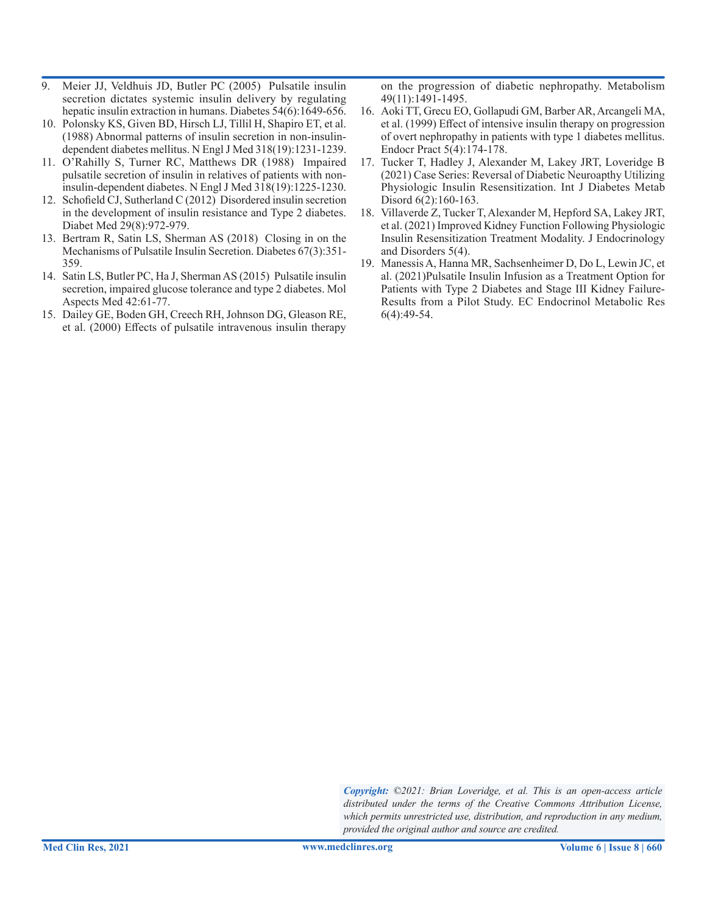9. Meier JJ, Veldhuis JD, Butler PC (2005) Pulsatile insulin secretion dictates systemic insulin delivery by regulating hepatic insulin extraction in humans. Diabetes 54(6):1649-656.
10. Polonsky KS, Given BD, Hirsch LJ, Tillil H, Shapiro ET, et al. (1988) Abnormal patterns of insulin secretion in non-insulin-dependent diabetes mellitus. N Engl J Med 318(19):1231-1239.
11. O'Rahilly S, Turner RC, Matthews DR (1988) Impaired pulsatile secretion of insulin in relatives of patients with non-insulin-dependent diabetes. N Engl J Med 318(19):1225-1230.
12. Schofield CJ, Sutherland C (2012) Disordered insulin secretion in the development of insulin resistance and Type 2 diabetes. Diabet Med 29(8):972-979.
13. Bertram R, Satin LS, Sherman AS (2018) Closing in on the Mechanisms of Pulsatile Insulin Secretion. Diabetes 67(3):351-359.
14. Satin LS, Butler PC, Ha J, Sherman AS (2015) Pulsatile insulin secretion, impaired glucose tolerance and type 2 diabetes. Mol Aspects Med 42:61-77.
15. Dailey GE, Boden GH, Creech RH, Johnson DG, Gleason RE, et al. (2000) Effects of pulsatile intravenous insulin therapy on the progression of diabetic nephropathy. Metabolism 49(11):1491-1495.
16. Aoki TT, Grecu EO, Gollapudi GM, Barber AR, Arcangeli MA, et al. (1999) Effect of intensive insulin therapy on progression of overt nephropathy in patients with type 1 diabetes mellitus. Endocr Pract 5(4):174-178.
17. Tucker T, Hadley J, Alexander M, Lakey JRT, Loveridge B (2021) Case Series: Reversal of Diabetic Neuroapthy Utilizing Physiologic Insulin Resensitization. Int J Diabetes Metab Disord 6(2):160-163.
18. Villaverde Z, Tucker T, Alexander M, Hepford SA, Lakey JRT, et al. (2021) Improved Kidney Function Following Physiologic Insulin Resensitization Treatment Modality. J Endocrinology and Disorders 5(4).
19. Manessis A, Hanna MR, Sachsenheimer D, Do L, Lewin JC, et al. (2021)Pulsatile Insulin Infusion as a Treatment Option for Patients with Type 2 Diabetes and Stage III Kidney Failure-Results from a Pilot Study. EC Endocrinol Metabolic Res 6(4):49-54.

***Copyright:*** *©2021: Brian Loveridge, et al. This is an open-access article distributed under the terms of the Creative Commons Attribution License, which permits unrestricted use, distribution, and reproduction in any medium, provided the original author and source are credited.*